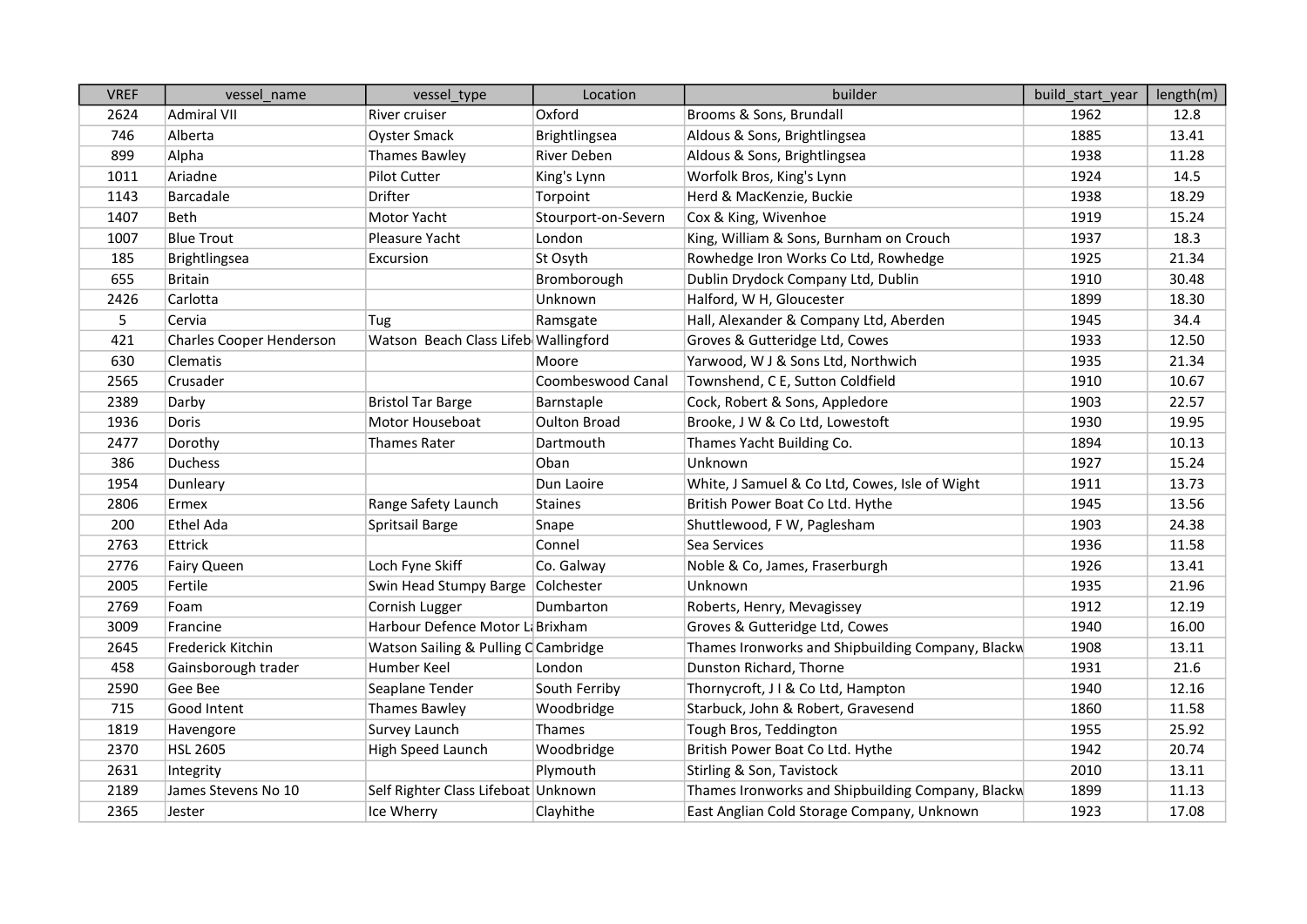| VREF | vessel_name | vessel_type | Location | builder | build_start_year | length(m) |
|---|---|---|---|---|---|---|
| 2624 | Admiral VII | River cruiser | Oxford | Brooms & Sons, Brundall | 1962 | 12.8 |
| 746 | Alberta | Oyster Smack | Brightlingsea | Aldous & Sons, Brightlingsea | 1885 | 13.41 |
| 899 | Alpha | Thames Bawley | River Deben | Aldous & Sons, Brightlingsea | 1938 | 11.28 |
| 1011 | Ariadne | Pilot Cutter | King's Lynn | Worfolk Bros, King's Lynn | 1924 | 14.5 |
| 1143 | Barcadale | Drifter | Torpoint | Herd & MacKenzie, Buckie | 1938 | 18.29 |
| 1407 | Beth | Motor Yacht | Stourport-on-Severn | Cox & King, Wivenhoe | 1919 | 15.24 |
| 1007 | Blue Trout | Pleasure Yacht | London | King, William & Sons, Burnham on Crouch | 1937 | 18.3 |
| 185 | Brightlingsea | Excursion | St Osyth | Rowhedge Iron Works Co Ltd, Rowhedge | 1925 | 21.34 |
| 655 | Britain | | Bromborough | Dublin Drydock Company Ltd, Dublin | 1910 | 30.48 |
| 2426 | Carlotta | | Unknown | Halford, W H, Gloucester | 1899 | 18.30 |
| 5 | Cervia | Tug | Ramsgate | Hall, Alexander & Company Ltd, Aberden | 1945 | 34.4 |
| 421 | Charles Cooper Henderson | Watson Beach Class Lifeb | Wallingford | Groves & Gutteridge Ltd, Cowes | 1933 | 12.50 |
| 630 | Clematis | | Moore | Yarwood, W J & Sons Ltd, Northwich | 1935 | 21.34 |
| 2565 | Crusader | | Coombeswood Canal | Townshend, C E, Sutton Coldfield | 1910 | 10.67 |
| 2389 | Darby | Bristol Tar Barge | Barnstaple | Cock, Robert & Sons, Appledore | 1903 | 22.57 |
| 1936 | Doris | Motor Houseboat | Oulton Broad | Brooke, J W & Co Ltd, Lowestoft | 1930 | 19.95 |
| 2477 | Dorothy | Thames Rater | Dartmouth | Thames Yacht Building Co. | 1894 | 10.13 |
| 386 | Duchess | | Oban | Unknown | 1927 | 15.24 |
| 1954 | Dunleary | | Dun Laoire | White, J Samuel & Co Ltd, Cowes, Isle of Wight | 1911 | 13.73 |
| 2806 | Ermex | Range Safety Launch | Staines | British Power Boat Co Ltd. Hythe | 1945 | 13.56 |
| 200 | Ethel Ada | Spritsail Barge | Snape | Shuttlewood, F W, Paglesham | 1903 | 24.38 |
| 2763 | Ettrick | | Connel | Sea Services | 1936 | 11.58 |
| 2776 | Fairy Queen | Loch Fyne Skiff | Co. Galway | Noble & Co, James, Fraserburgh | 1926 | 13.41 |
| 2005 | Fertile | Swin Head Stumpy Barge | Colchester | Unknown | 1935 | 21.96 |
| 2769 | Foam | Cornish Lugger | Dumbarton | Roberts, Henry, Mevagissey | 1912 | 12.19 |
| 3009 | Francine | Harbour Defence Motor L | Brixham | Groves & Gutteridge Ltd, Cowes | 1940 | 16.00 |
| 2645 | Frederick Kitchin | Watson Sailing & Pulling C | Cambridge | Thames Ironworks and Shipbuilding Company, Blackw | 1908 | 13.11 |
| 458 | Gainsborough trader | Humber Keel | London | Dunston Richard, Thorne | 1931 | 21.6 |
| 2590 | Gee Bee | Seaplane Tender | South Ferriby | Thornycroft, J I & Co Ltd, Hampton | 1940 | 12.16 |
| 715 | Good Intent | Thames Bawley | Woodbridge | Starbuck, John & Robert, Gravesend | 1860 | 11.58 |
| 1819 | Havengore | Survey Launch | Thames | Tough Bros, Teddington | 1955 | 25.92 |
| 2370 | HSL 2605 | High Speed Launch | Woodbridge | British Power Boat Co Ltd. Hythe | 1942 | 20.74 |
| 2631 | Integrity | | Plymouth | Stirling & Son, Tavistock | 2010 | 13.11 |
| 2189 | James Stevens No 10 | Self Righter Class Lifeboat | Unknown | Thames Ironworks and Shipbuilding Company, Blackw | 1899 | 11.13 |
| 2365 | Jester | Ice Wherry | Clayhithe | East Anglian Cold Storage Company, Unknown | 1923 | 17.08 |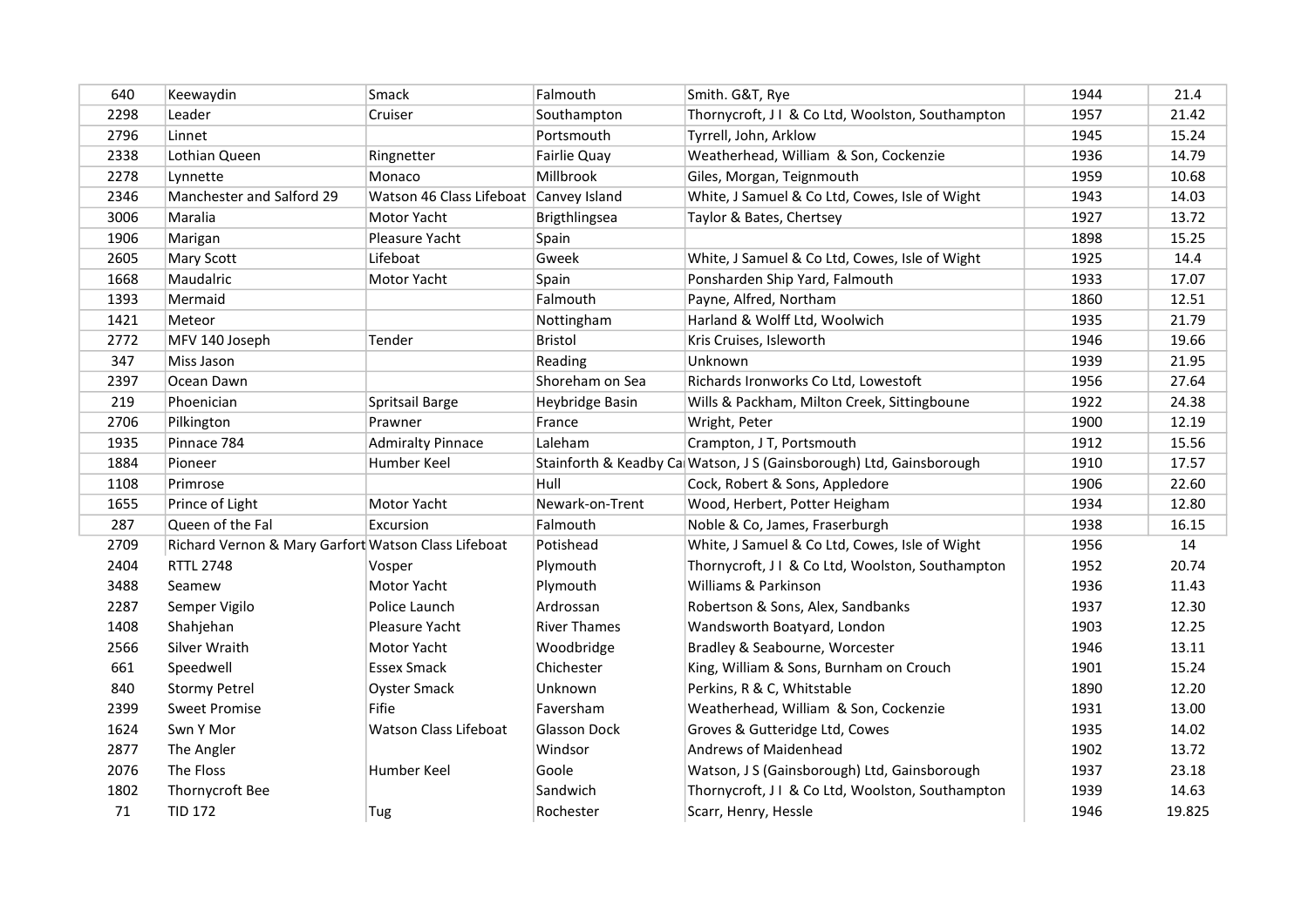| | | | | | | |
|---|---|---|---|---|---|---|
| 640 | Keewaydin | Smack | Falmouth | Smith. G&T, Rye | 1944 | 21.4 |
| 2298 | Leader | Cruiser | Southampton | Thornycroft, J I & Co Ltd, Woolston, Southampton | 1957 | 21.42 |
| 2796 | Linnet | | Portsmouth | Tyrrell, John, Arklow | 1945 | 15.24 |
| 2338 | Lothian Queen | Ringnetter | Fairlie Quay | Weatherhead, William & Son, Cockenzie | 1936 | 14.79 |
| 2278 | Lynnette | Monaco | Millbrook | Giles, Morgan, Teignmouth | 1959 | 10.68 |
| 2346 | Manchester and Salford 29 | Watson 46 Class Lifeboat | Canvey Island | White, J Samuel & Co Ltd, Cowes, Isle of Wight | 1943 | 14.03 |
| 3006 | Maralia | Motor Yacht | Brigthlingsea | Taylor & Bates, Chertsey | 1927 | 13.72 |
| 1906 | Marigan | Pleasure Yacht | Spain | | 1898 | 15.25 |
| 2605 | Mary Scott | Lifeboat | Gweek | White, J Samuel & Co Ltd, Cowes, Isle of Wight | 1925 | 14.4 |
| 1668 | Maudalric | Motor Yacht | Spain | Ponsharden Ship Yard, Falmouth | 1933 | 17.07 |
| 1393 | Mermaid | | Falmouth | Payne, Alfred, Northam | 1860 | 12.51 |
| 1421 | Meteor | | Nottingham | Harland & Wolff Ltd, Woolwich | 1935 | 21.79 |
| 2772 | MFV 140 Joseph | Tender | Bristol | Kris Cruises, Isleworth | 1946 | 19.66 |
| 347 | Miss Jason | | Reading | Unknown | 1939 | 21.95 |
| 2397 | Ocean Dawn | | Shoreham on Sea | Richards Ironworks Co Ltd, Lowestoft | 1956 | 27.64 |
| 219 | Phoenician | Spritsail Barge | Heybridge Basin | Wills & Packham, Milton Creek, Sittingboune | 1922 | 24.38 |
| 2706 | Pilkington | Prawner | France | Wright, Peter | 1900 | 12.19 |
| 1935 | Pinnace 784 | Admiralty Pinnace | Laleham | Crampton, J T, Portsmouth | 1912 | 15.56 |
| 1884 | Pioneer | Humber Keel | Stainforth & Keadby Ca | Watson, J S (Gainsborough) Ltd, Gainsborough | 1910 | 17.57 |
| 1108 | Primrose | | Hull | Cock, Robert & Sons, Appledore | 1906 | 22.60 |
| 1655 | Prince of Light | Motor Yacht | Newark-on-Trent | Wood, Herbert, Potter Heigham | 1934 | 12.80 |
| 287 | Queen of the Fal | Excursion | Falmouth | Noble & Co, James, Fraserburgh | 1938 | 16.15 |
| 2709 | Richard Vernon & Mary Garfort | Watson Class Lifeboat | Potishead | White, J Samuel & Co Ltd, Cowes, Isle of Wight | 1956 | 14 |
| 2404 | RTTL 2748 | Vosper | Plymouth | Thornycroft, J I & Co Ltd, Woolston, Southampton | 1952 | 20.74 |
| 3488 | Seamew | Motor Yacht | Plymouth | Williams & Parkinson | 1936 | 11.43 |
| 2287 | Semper Vigilo | Police Launch | Ardrossan | Robertson & Sons, Alex, Sandbanks | 1937 | 12.30 |
| 1408 | Shahjehan | Pleasure Yacht | River Thames | Wandsworth Boatyard, London | 1903 | 12.25 |
| 2566 | Silver Wraith | Motor Yacht | Woodbridge | Bradley & Seabourne, Worcester | 1946 | 13.11 |
| 661 | Speedwell | Essex Smack | Chichester | King, William & Sons, Burnham on Crouch | 1901 | 15.24 |
| 840 | Stormy Petrel | Oyster Smack | Unknown | Perkins, R & C, Whitstable | 1890 | 12.20 |
| 2399 | Sweet Promise | Fifie | Faversham | Weatherhead, William & Son, Cockenzie | 1931 | 13.00 |
| 1624 | Swn Y Mor | Watson Class Lifeboat | Glasson Dock | Groves & Gutteridge Ltd, Cowes | 1935 | 14.02 |
| 2877 | The Angler | | Windsor | Andrews of Maidenhead | 1902 | 13.72 |
| 2076 | The Floss | Humber Keel | Goole | Watson, J S (Gainsborough) Ltd, Gainsborough | 1937 | 23.18 |
| 1802 | Thornycroft Bee | | Sandwich | Thornycroft, J I & Co Ltd, Woolston, Southampton | 1939 | 14.63 |
| 71 | TID 172 | Tug | Rochester | Scarr, Henry, Hessle | 1946 | 19.825 |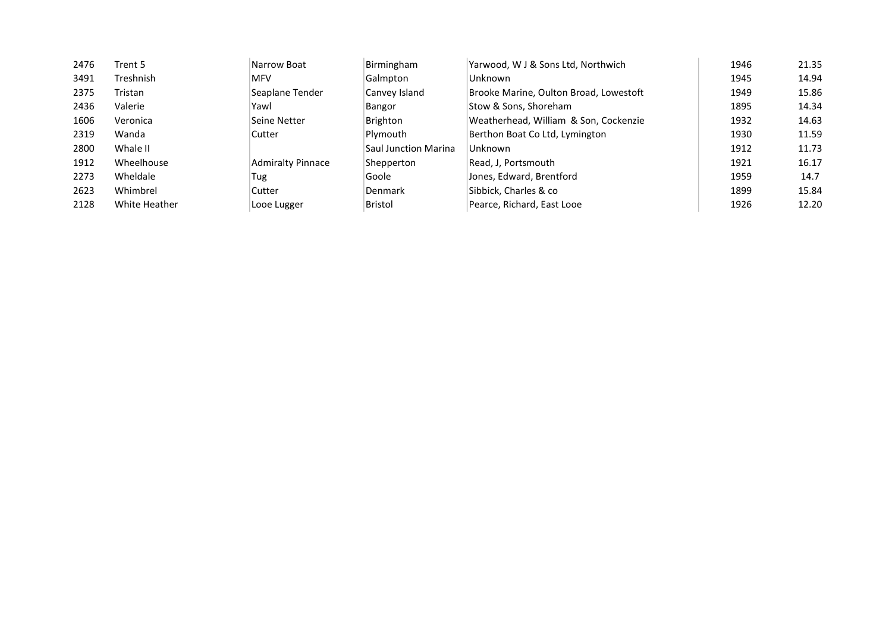| | | | | | | |
|---|---|---|---|---|---|---|
| 2476 | Trent 5 | Narrow Boat | Birmingham | Yarwood, W J & Sons Ltd, Northwich | 1946 | 21.35 |
| 3491 | Treshnish | MFV | Galmpton | Unknown | 1945 | 14.94 |
| 2375 | Tristan | Seaplane Tender | Canvey Island | Brooke Marine, Oulton Broad, Lowestoft | 1949 | 15.86 |
| 2436 | Valerie | Yawl | Bangor | Stow & Sons, Shoreham | 1895 | 14.34 |
| 1606 | Veronica | Seine Netter | Brighton | Weatherhead, William & Son, Cockenzie | 1932 | 14.63 |
| 2319 | Wanda | Cutter | Plymouth | Berthon Boat Co Ltd, Lymington | 1930 | 11.59 |
| 2800 | Whale II | | Saul Junction Marina | Unknown | 1912 | 11.73 |
| 1912 | Wheelhouse | Admiralty Pinnace | Shepperton | Read, J, Portsmouth | 1921 | 16.17 |
| 2273 | Wheldale | Tug | Goole | Jones, Edward, Brentford | 1959 | 14.7 |
| 2623 | Whimbrel | Cutter | Denmark | Sibbick, Charles & co | 1899 | 15.84 |
| 2128 | White Heather | Looe Lugger | Bristol | Pearce, Richard, East Looe | 1926 | 12.20 |